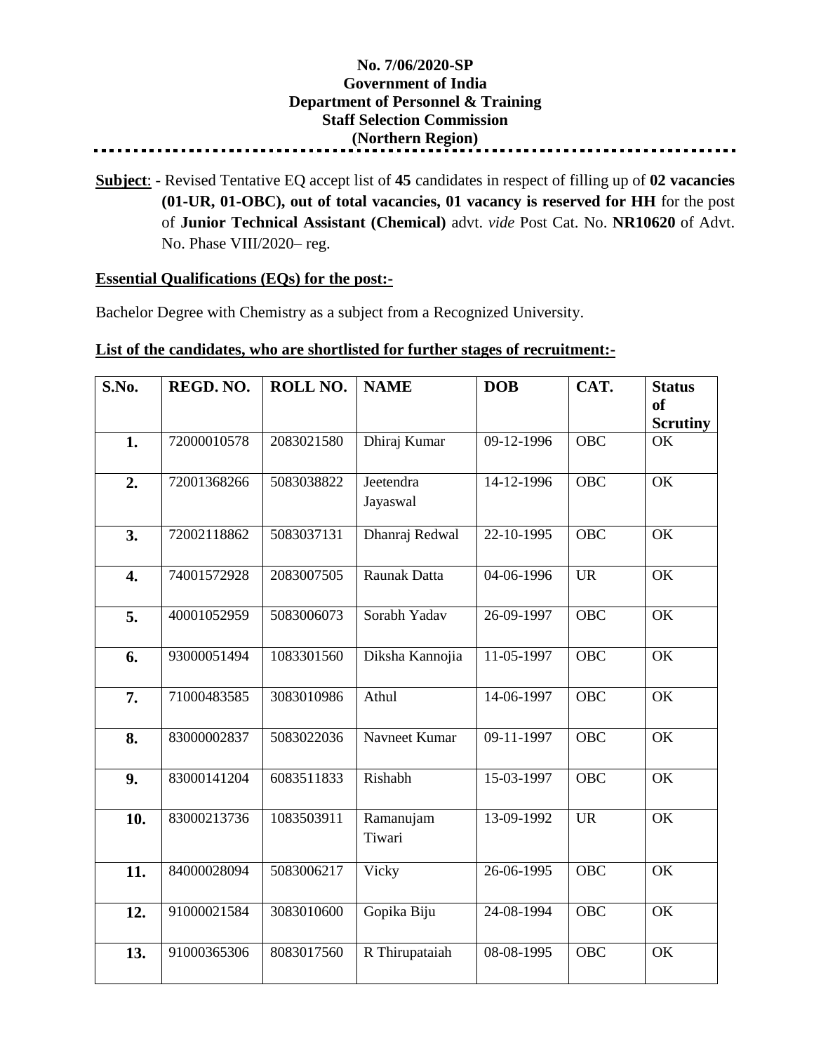**No. 7/06/2020-SP**
**Government of India**
**Department of Personnel & Training**
**Staff Selection Commission**
**(Northern Region)**

**Subject**: - Revised Tentative EQ accept list of **45** candidates in respect of filling up of **02 vacancies (01-UR, 01-OBC), out of total vacancies, 01 vacancy is reserved for HH** for the post of **Junior Technical Assistant (Chemical)** advt. *vide* Post Cat. No. **NR10620** of Advt. No. Phase VIII/2020– reg.

**Essential Qualifications (EQs) for the post:-**

Bachelor Degree with Chemistry as a subject from a Recognized University.

**List of the candidates, who are shortlisted for further stages of recruitment:-**

| S.No. | REGD. NO. | ROLL NO. | NAME | DOB | CAT. | Status of Scrutiny |
|---|---|---|---|---|---|---|
| 1. | 72000010578 | 2083021580 | Dhiraj Kumar | 09-12-1996 | OBC | OK |
| 2. | 72001368266 | 5083038822 | Jeetendra Jayaswal | 14-12-1996 | OBC | OK |
| 3. | 72002118862 | 5083037131 | Dhanraj Redwal | 22-10-1995 | OBC | OK |
| 4. | 74001572928 | 2083007505 | Raunak Datta | 04-06-1996 | UR | OK |
| 5. | 40001052959 | 5083006073 | Sorabh Yadav | 26-09-1997 | OBC | OK |
| 6. | 93000051494 | 1083301560 | Diksha Kannojia | 11-05-1997 | OBC | OK |
| 7. | 71000483585 | 3083010986 | Athul | 14-06-1997 | OBC | OK |
| 8. | 83000002837 | 5083022036 | Navneet Kumar | 09-11-1997 | OBC | OK |
| 9. | 83000141204 | 6083511833 | Rishabh | 15-03-1997 | OBC | OK |
| 10. | 83000213736 | 1083503911 | Ramanujam Tiwari | 13-09-1992 | UR | OK |
| 11. | 84000028094 | 5083006217 | Vicky | 26-06-1995 | OBC | OK |
| 12. | 91000021584 | 3083010600 | Gopika Biju | 24-08-1994 | OBC | OK |
| 13. | 91000365306 | 8083017560 | R Thirupataiah | 08-08-1995 | OBC | OK |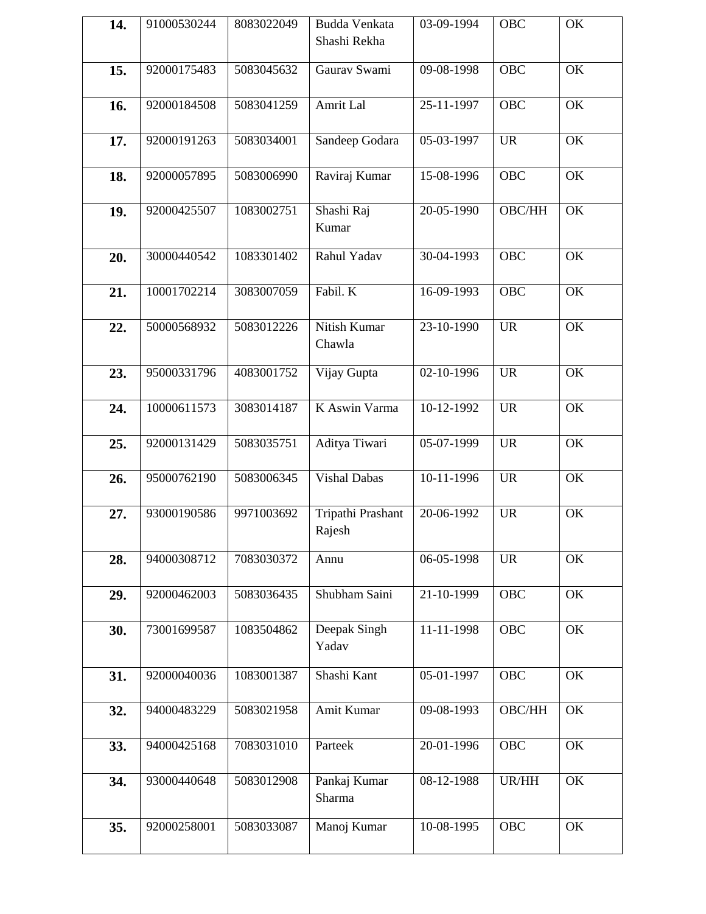| | | | | | | |
|---|---|---|---|---|---|---|
| **14.** | 91000530244 | 8083022049 | Budda Venkata Shashi Rekha | 03-09-1994 | OBC | OK |
| **15.** | 92000175483 | 5083045632 | Gaurav Swami | 09-08-1998 | OBC | OK |
| **16.** | 92000184508 | 5083041259 | Amrit Lal | 25-11-1997 | OBC | OK |
| **17.** | 92000191263 | 5083034001 | Sandeep Godara | 05-03-1997 | UR | OK |
| **18.** | 92000057895 | 5083006990 | Raviraj Kumar | 15-08-1996 | OBC | OK |
| **19.** | 92000425507 | 1083002751 | Shashi Raj Kumar | 20-05-1990 | OBC/HH | OK |
| **20.** | 30000440542 | 1083301402 | Rahul Yadav | 30-04-1993 | OBC | OK |
| **21.** | 10001702214 | 3083007059 | Fabil. K | 16-09-1993 | OBC | OK |
| **22.** | 50000568932 | 5083012226 | Nitish Kumar Chawla | 23-10-1990 | UR | OK |
| **23.** | 95000331796 | 4083001752 | Vijay Gupta | 02-10-1996 | UR | OK |
| **24.** | 10000611573 | 3083014187 | K Aswin Varma | 10-12-1992 | UR | OK |
| **25.** | 92000131429 | 5083035751 | Aditya Tiwari | 05-07-1999 | UR | OK |
| **26.** | 95000762190 | 5083006345 | Vishal Dabas | 10-11-1996 | UR | OK |
| **27.** | 93000190586 | 9971003692 | Tripathi Prashant Rajesh | 20-06-1992 | UR | OK |
| **28.** | 94000308712 | 7083030372 | Annu | 06-05-1998 | UR | OK |
| **29.** | 92000462003 | 5083036435 | Shubham Saini | 21-10-1999 | OBC | OK |
| **30.** | 73001699587 | 1083504862 | Deepak Singh Yadav | 11-11-1998 | OBC | OK |
| **31.** | 92000040036 | 1083001387 | Shashi Kant | 05-01-1997 | OBC | OK |
| **32.** | 94000483229 | 5083021958 | Amit Kumar | 09-08-1993 | OBC/HH | OK |
| **33.** | 94000425168 | 7083031010 | Parteek | 20-01-1996 | OBC | OK |
| **34.** | 93000440648 | 5083012908 | Pankaj Kumar Sharma | 08-12-1988 | UR/HH | OK |
| **35.** | 92000258001 | 5083033087 | Manoj Kumar | 10-08-1995 | OBC | OK |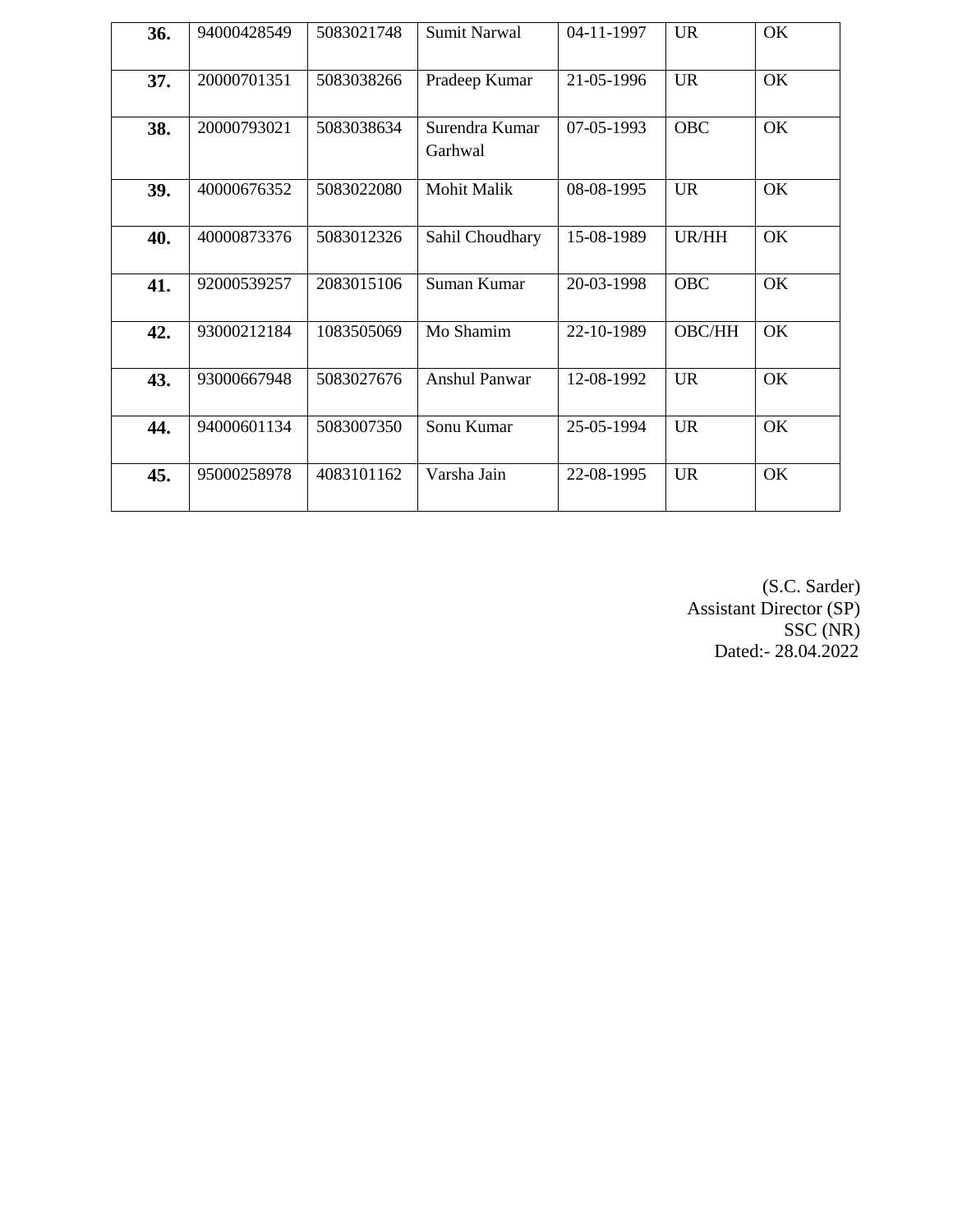| | | | | | | |
|---|---|---|---|---|---|---|
| **36.** | 94000428549 | 5083021748 | Sumit Narwal | 04-11-1997 | UR | OK |
| **37.** | 20000701351 | 5083038266 | Pradeep Kumar | 21-05-1996 | UR | OK |
| **38.** | 20000793021 | 5083038634 | Surendra Kumar Garhwal | 07-05-1993 | OBC | OK |
| **39.** | 40000676352 | 5083022080 | Mohit Malik | 08-08-1995 | UR | OK |
| **40.** | 40000873376 | 5083012326 | Sahil Choudhary | 15-08-1989 | UR/HH | OK |
| **41.** | 92000539257 | 2083015106 | Suman Kumar | 20-03-1998 | OBC | OK |
| **42.** | 93000212184 | 1083505069 | Mo Shamim | 22-10-1989 | OBC/HH | OK |
| **43.** | 93000667948 | 5083027676 | Anshul Panwar | 12-08-1992 | UR | OK |
| **44.** | 94000601134 | 5083007350 | Sonu Kumar | 25-05-1994 | UR | OK |
| **45.** | 95000258978 | 4083101162 | Varsha Jain | 22-08-1995 | UR | OK |

(S.C. Sarder)
Assistant Director (SP)
SSC (NR)
Dated:- 28.04.2022